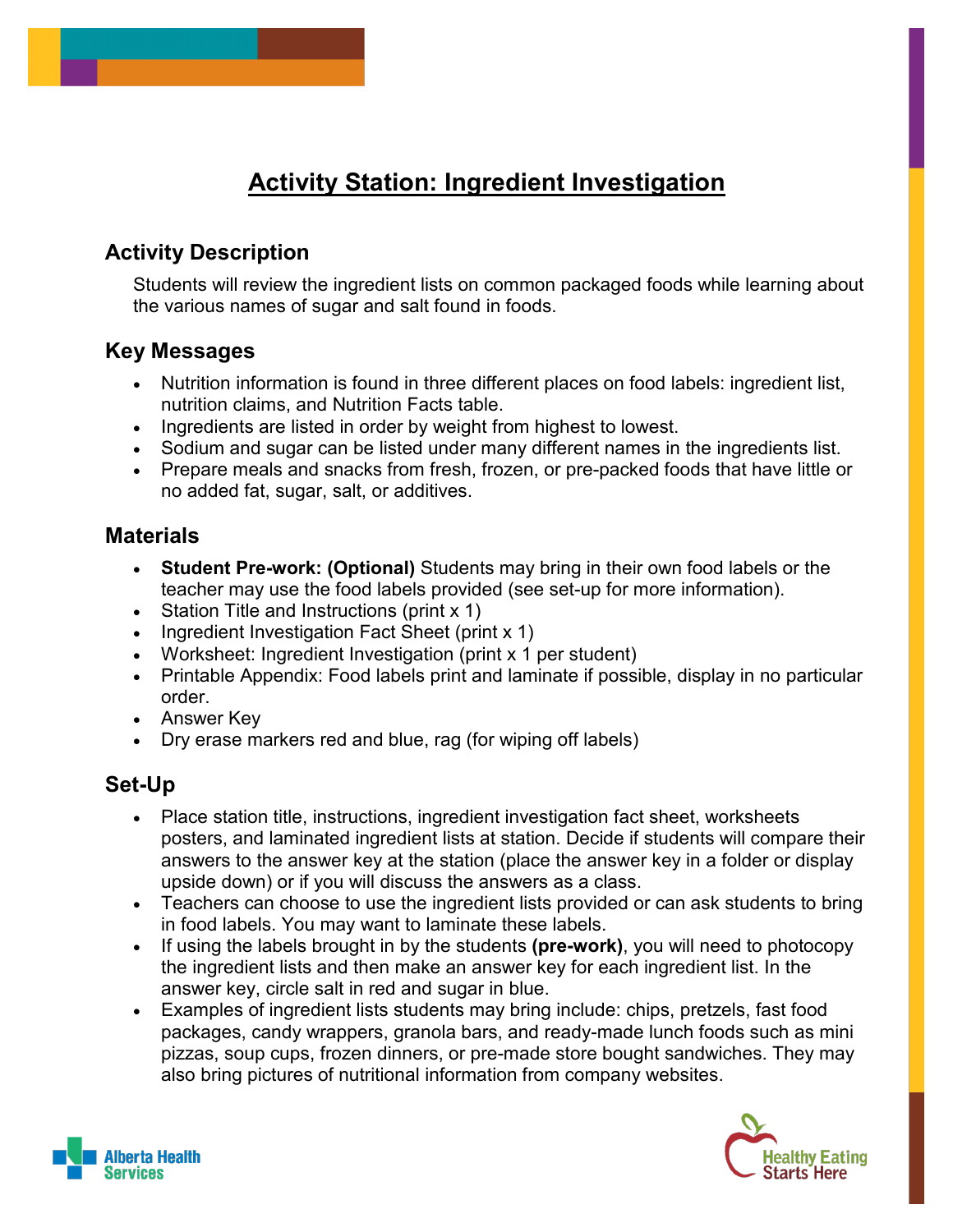# Activity Station: Ingredient Investigation

## Activity Description

Students will review the ingredient lists on common packaged foods while learning about the various names of sugar and salt found in foods.

## Key Messages

- Nutrition information is found in three different places on food labels: ingredient list, nutrition claims, and Nutrition Facts table.
- Ingredients are listed in order by weight from highest to lowest.
- Sodium and sugar can be listed under many different names in the ingredients list.
- Prepare meals and snacks from fresh, frozen, or pre-packed foods that have little or no added fat, sugar, salt, or additives.

## Materials

- **Student Pre-work: (Optional)** Students may bring in their own food labels or the teacher may use the food labels provided (see set-up for more information).
- Station Title and Instructions (print x 1)
- Ingredient Investigation Fact Sheet (print x 1)
- Worksheet: Ingredient Investigation (print x 1 per student)
- Printable Appendix: Food labels print and laminate if possible, display in no particular order.
- Answer Key
- Dry erase markers red and blue, rag (for wiping off labels)

## Set-Up

- Place station title, instructions, ingredient investigation fact sheet, worksheets posters, and laminated ingredient lists at station. Decide if students will compare their answers to the answer key at the station (place the answer key in a folder or display upside down) or if you will discuss the answers as a class.
- Teachers can choose to use the ingredient lists provided or can ask students to bring in food labels. You may want to laminate these labels.
- If using the labels brought in by the students **(pre-work)**, you will need to photocopy the ingredient lists and then make an answer key for each ingredient list. In the answer key, circle salt in red and sugar in blue.
- Examples of ingredient lists students may bring include: chips, pretzels, fast food packages, candy wrappers, granola bars, and ready-made lunch foods such as mini pizzas, soup cups, frozen dinners, or pre-made store bought sandwiches. They may also bring pictures of nutritional information from company websites.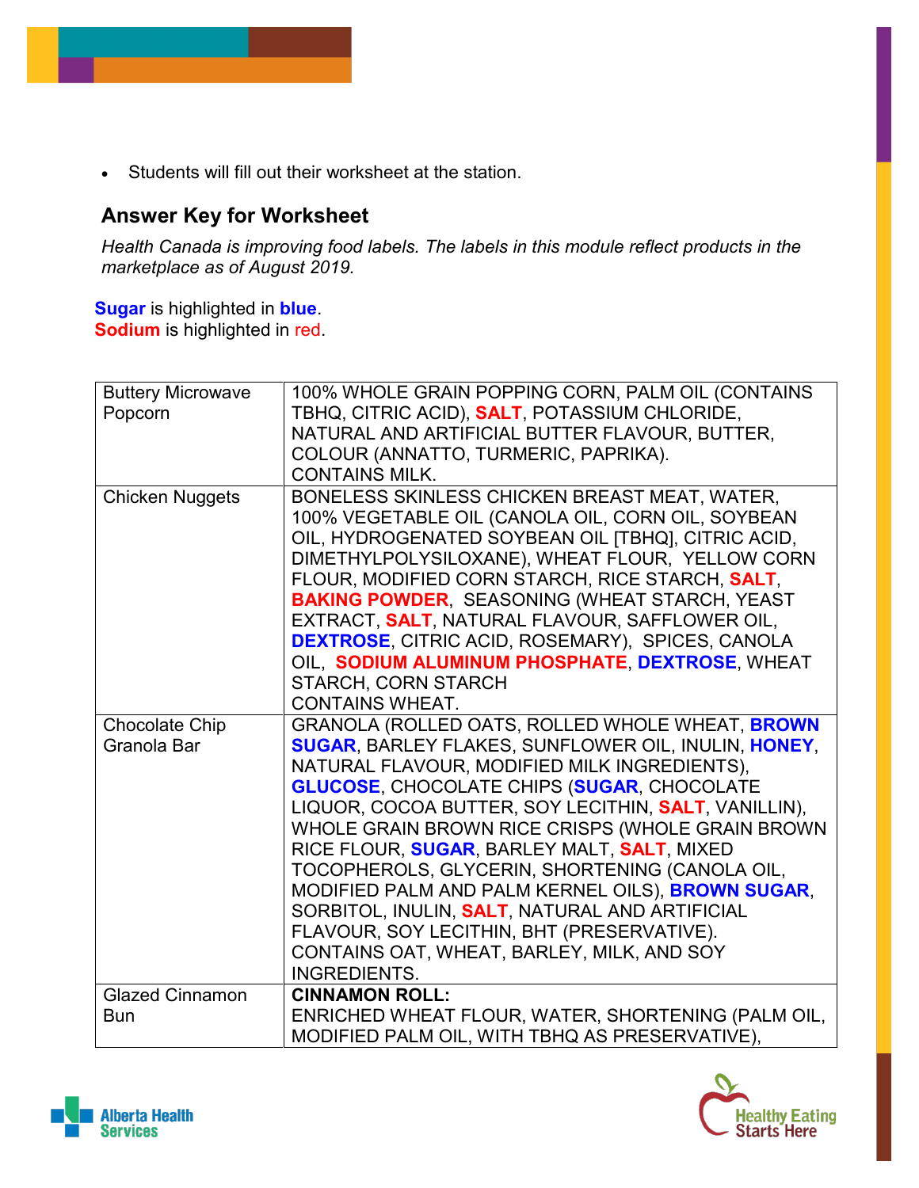- Students will fill out their worksheet at the station.

## Answer Key for Worksheet

*Health Canada is improving food labels. The labels in this module reflect products in the marketplace as of August 2019.*

**Sugar** is highlighted in **blue**.
**Sodium** is highlighted in red.

| | |
|---|---|
| Buttery Microwave Popcorn | 100% WHOLE GRAIN POPPING CORN, PALM OIL (CONTAINS TBHQ, CITRIC ACID), **SALT**, POTASSIUM CHLORIDE, NATURAL AND ARTIFICIAL BUTTER FLAVOUR, BUTTER, COLOUR (ANNATTO, TURMERIC, PAPRIKA). CONTAINS MILK. |
| Chicken Nuggets | BONELESS SKINLESS CHICKEN BREAST MEAT, WATER, 100% VEGETABLE OIL (CANOLA OIL, CORN OIL, SOYBEAN OIL, HYDROGENATED SOYBEAN OIL [TBHQ], CITRIC ACID, DIMETHYLPOLYSILOXANE), WHEAT FLOUR, YELLOW CORN FLOUR, MODIFIED CORN STARCH, RICE STARCH, **SALT**, **BAKING POWDER**, SEASONING (WHEAT STARCH, YEAST EXTRACT, **SALT**, NATURAL FLAVOUR, SAFFLOWER OIL, **DEXTROSE**, CITRIC ACID, ROSEMARY), SPICES, CANOLA OIL, **SODIUM ALUMINUM PHOSPHATE**, **DEXTROSE**, WHEAT STARCH, CORN STARCH CONTAINS WHEAT. |
| Chocolate Chip Granola Bar | GRANOLA (ROLLED OATS, ROLLED WHOLE WHEAT, **BROWN SUGAR**, BARLEY FLAKES, SUNFLOWER OIL, INULIN, **HONEY**, NATURAL FLAVOUR, MODIFIED MILK INGREDIENTS), **GLUCOSE**, CHOCOLATE CHIPS (**SUGAR**, CHOCOLATE LIQUOR, COCOA BUTTER, SOY LECITHIN, **SALT**, VANILLIN), WHOLE GRAIN BROWN RICE CRISPS (WHOLE GRAIN BROWN RICE FLOUR, **SUGAR**, BARLEY MALT, **SALT**, MIXED TOCOPHEROLS, GLYCERIN, SHORTENING (CANOLA OIL, MODIFIED PALM AND PALM KERNEL OILS), **BROWN SUGAR**, SORBITOL, INULIN, **SALT**, NATURAL AND ARTIFICIAL FLAVOUR, SOY LECITHIN, BHT (PRESERVATIVE). CONTAINS OAT, WHEAT, BARLEY, MILK, AND SOY INGREDIENTS. |
| Glazed Cinnamon Bun | **CINNAMON ROLL:** ENRICHED WHEAT FLOUR, WATER, SHORTENING (PALM OIL, MODIFIED PALM OIL, WITH TBHQ AS PRESERVATIVE), |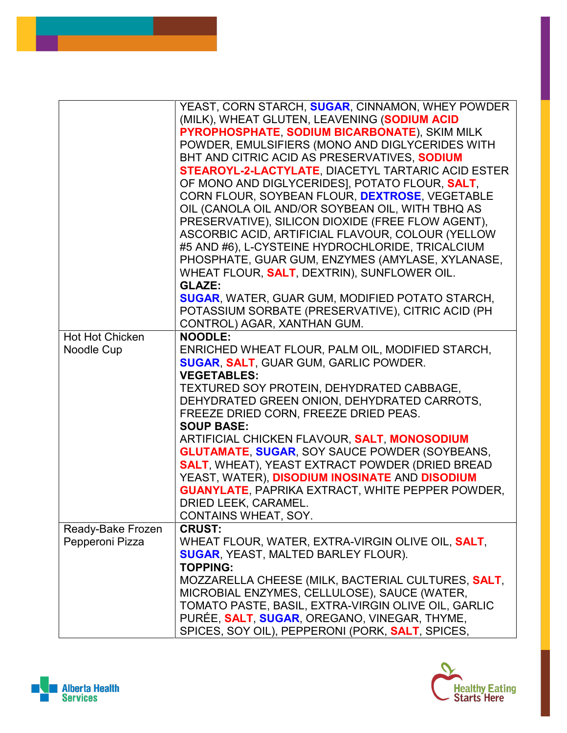| | |
|---|---|
| | YEAST, CORN STARCH, **SUGAR**, CINNAMON, WHEY POWDER (MILK), WHEAT GLUTEN, LEAVENING (**SODIUM ACID PYROPHOSPHATE**, **SODIUM BICARBONATE**), SKIM MILK POWDER, EMULSIFIERS (MONO AND DIGLYCERIDES WITH BHT AND CITRIC ACID AS PRESERVATIVES, **SODIUM STEAROYL-2-LACTYLATE**, DIACETYL TARTARIC ACID ESTER OF MONO AND DIGLYCERIDES], POTATO FLOUR, **SALT**, CORN FLOUR, SOYBEAN FLOUR, **DEXTROSE**, VEGETABLE OIL (CANOLA OIL AND/OR SOYBEAN OIL, WITH TBHQ AS PRESERVATIVE), SILICON DIOXIDE (FREE FLOW AGENT), ASCORBIC ACID, ARTIFICIAL FLAVOUR, COLOUR (YELLOW #5 AND #6), L-CYSTEINE HYDROCHLORIDE, TRICALCIUM PHOSPHATE, GUAR GUM, ENZYMES (AMYLASE, XYLANASE, WHEAT FLOUR, **SALT**, DEXTRIN), SUNFLOWER OIL.<br>**GLAZE:**<br>**SUGAR**, WATER, GUAR GUM, MODIFIED POTATO STARCH, POTASSIUM SORBATE (PRESERVATIVE), CITRIC ACID (PH CONTROL) AGAR, XANTHAN GUM. |
| Hot Hot Chicken Noodle Cup | **NOODLE:**<br>ENRICHED WHEAT FLOUR, PALM OIL, MODIFIED STARCH, **SUGAR**, **SALT**, GUAR GUM, GARLIC POWDER.<br>**VEGETABLES:**<br>TEXTURED SOY PROTEIN, DEHYDRATED CABBAGE, DEHYDRATED GREEN ONION, DEHYDRATED CARROTS, FREEZE DRIED CORN, FREEZE DRIED PEAS.<br>**SOUP BASE:**<br>ARTIFICIAL CHICKEN FLAVOUR, **SALT**, **MONOSODIUM GLUTAMATE**, **SUGAR**, SOY SAUCE POWDER (SOYBEANS, **SALT**, WHEAT), YEAST EXTRACT POWDER (DRIED BREAD YEAST, WATER), **DISODIUM INOSINATE** AND **DISODIUM GUANYLATE**, PAPRIKA EXTRACT, WHITE PEPPER POWDER, DRIED LEEK, CARAMEL.<br>CONTAINS WHEAT, SOY. |
| Ready-Bake Frozen Pepperoni Pizza | **CRUST:**<br>WHEAT FLOUR, WATER, EXTRA-VIRGIN OLIVE OIL, **SALT**, **SUGAR**, YEAST, MALTED BARLEY FLOUR).<br>**TOPPING:**<br>MOZZARELLA CHEESE (MILK, BACTERIAL CULTURES, **SALT**, MICROBIAL ENZYMES, CELLULOSE), SAUCE (WATER, TOMATO PASTE, BASIL, EXTRA-VIRGIN OLIVE OIL, GARLIC PURÉE, **SALT**, **SUGAR**, OREGANO, VINEGAR, THYME, SPICES, SOY OIL), PEPPERONI (PORK, **SALT**, SPICES, |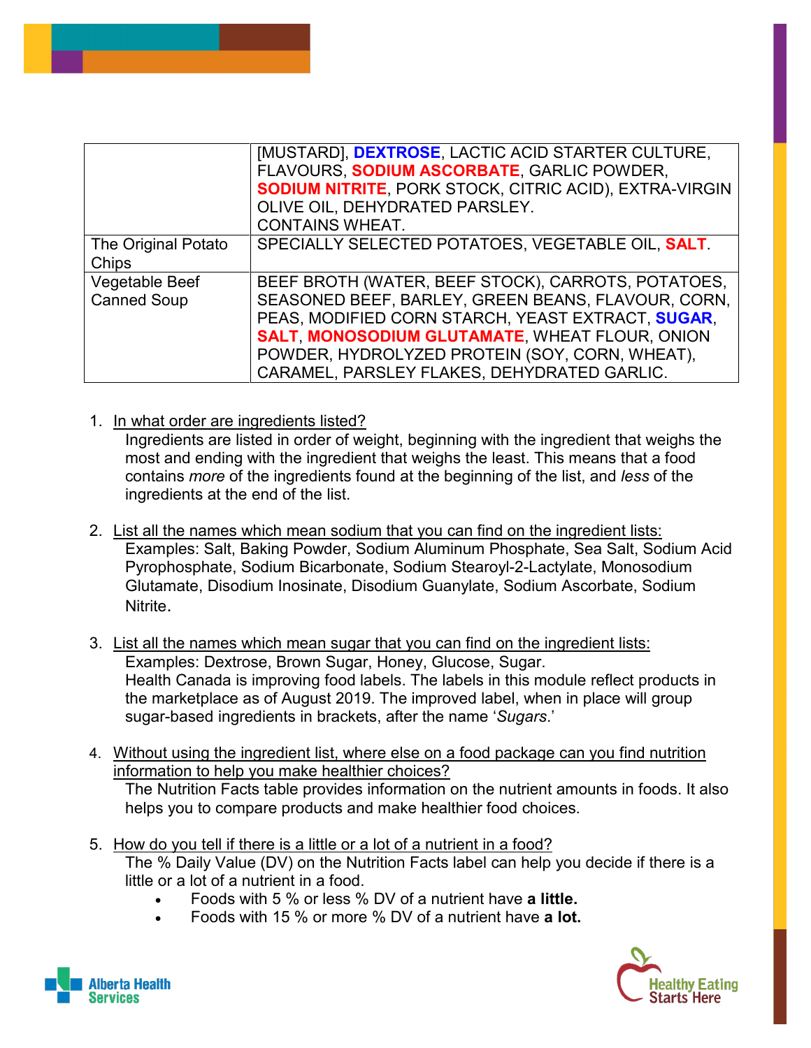| | |
|---|---|
| | [MUSTARD], **DEXTROSE**, LACTIC ACID STARTER CULTURE, FLAVOURS, **SODIUM ASCORBATE**, GARLIC POWDER, **SODIUM NITRITE**, PORK STOCK, CITRIC ACID), EXTRA-VIRGIN OLIVE OIL, DEHYDRATED PARSLEY. CONTAINS WHEAT. |
| The Original Potato Chips | SPECIALLY SELECTED POTATOES, VEGETABLE OIL, **SALT**. |
| Vegetable Beef Canned Soup | BEEF BROTH (WATER, BEEF STOCK), CARROTS, POTATOES, SEASONED BEEF, BARLEY, GREEN BEANS, FLAVOUR, CORN, PEAS, MODIFIED CORN STARCH, YEAST EXTRACT, **SUGAR**, **SALT**, **MONOSODIUM GLUTAMATE**, WHEAT FLOUR, ONION POWDER, HYDROLYZED PROTEIN (SOY, CORN, WHEAT), CARAMEL, PARSLEY FLAKES, DEHYDRATED GARLIC. |

1. In what order are ingredients listed?
   Ingredients are listed in order of weight, beginning with the ingredient that weighs the most and ending with the ingredient that weighs the least. This means that a food contains *more* of the ingredients found at the beginning of the list, and *less* of the ingredients at the end of the list.

2. List all the names which mean sodium that you can find on the ingredient lists:
   Examples: Salt, Baking Powder, Sodium Aluminum Phosphate, Sea Salt, Sodium Acid Pyrophosphate, Sodium Bicarbonate, Sodium Stearoyl-2-Lactylate, Monosodium Glutamate, Disodium Inosinate, Disodium Guanylate, Sodium Ascorbate, Sodium Nitrite.

3. List all the names which mean sugar that you can find on the ingredient lists:
   Examples: Dextrose, Brown Sugar, Honey, Glucose, Sugar.
   Health Canada is improving food labels. The labels in this module reflect products in the marketplace as of August 2019. The improved label, when in place will group sugar-based ingredients in brackets, after the name '*Sugars*.'

4. Without using the ingredient list, where else on a food package can you find nutrition information to help you make healthier choices?
   The Nutrition Facts table provides information on the nutrient amounts in foods. It also helps you to compare products and make healthier food choices.

5. How do you tell if there is a little or a lot of a nutrient in a food?
   The % Daily Value (DV) on the Nutrition Facts label can help you decide if there is a little or a lot of a nutrient in a food.
   - Foods with 5 % or less % DV of a nutrient have **a little.**
   - Foods with 15 % or more % DV of a nutrient have **a lot.**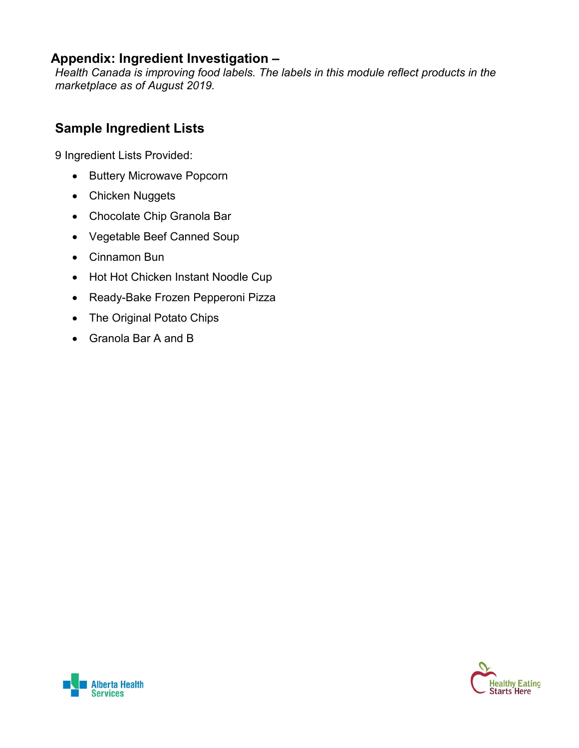## Appendix: Ingredient Investigation –

*Health Canada is improving food labels. The labels in this module reflect products in the marketplace as of August 2019.*

### Sample Ingredient Lists

9 Ingredient Lists Provided:

- Buttery Microwave Popcorn
- Chicken Nuggets
- Chocolate Chip Granola Bar
- Vegetable Beef Canned Soup
- Cinnamon Bun
- Hot Hot Chicken Instant Noodle Cup
- Ready-Bake Frozen Pepperoni Pizza
- The Original Potato Chips
- Granola Bar A and B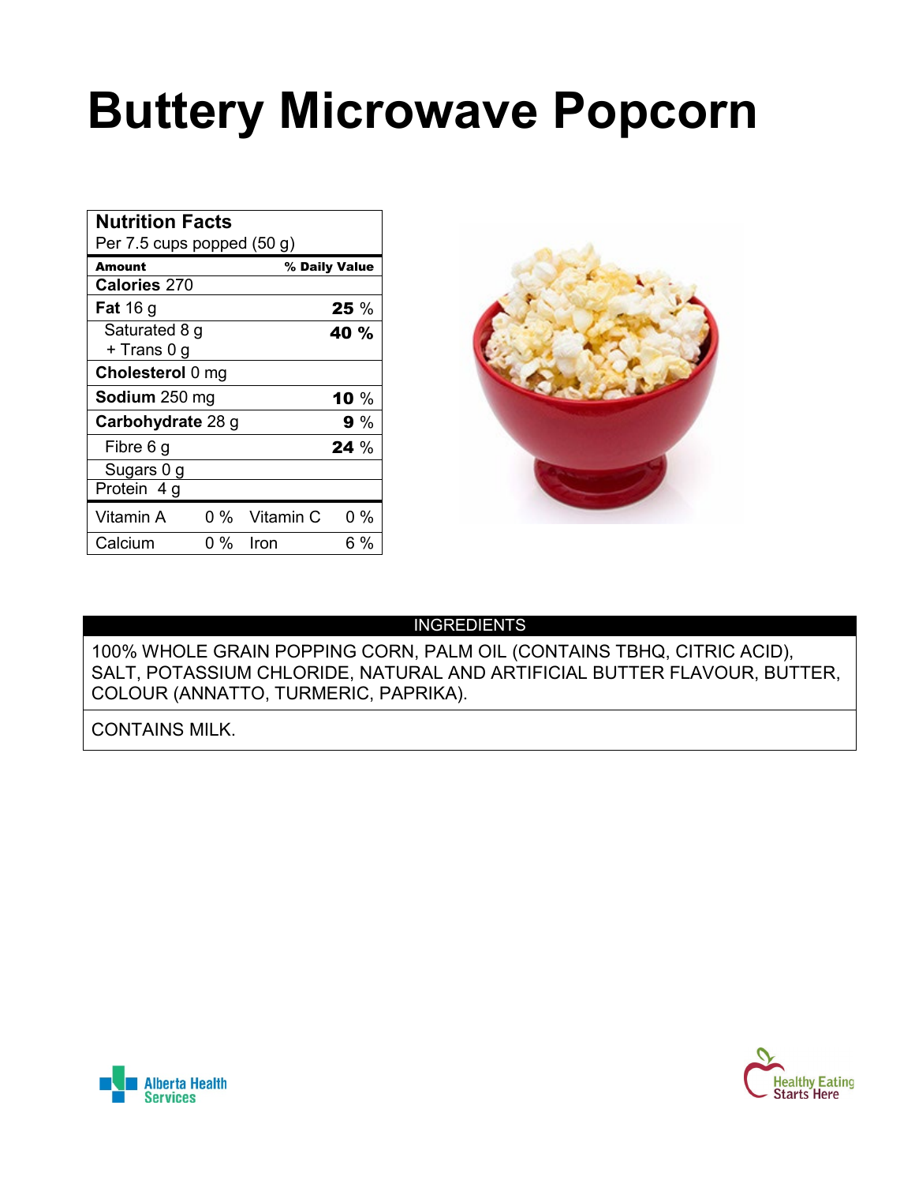# Buttery Microwave Popcorn

| Nutrition Facts | |
|---|---|
| Per 7.5 cups popped (50 g) | |
| **Amount** | **% Daily Value** |
| **Calories** 270 | |
| **Fat** 16 g | **25** % |
| Saturated 8 g + Trans 0 g | **40 %** |
| **Cholesterol** 0 mg | |
| **Sodium** 250 mg | **10** % |
| **Carbohydrate** 28 g | **9** % |
| Fibre 6 g | **24** % |
| Sugars 0 g | |
| Protein 4 g | |
| Vitamin A 0 % | Vitamin C 0 % |
| Calcium 0 % | Iron 6 % |

## INGREDIENTS

100% WHOLE GRAIN POPPING CORN, PALM OIL (CONTAINS TBHQ, CITRIC ACID), SALT, POTASSIUM CHLORIDE, NATURAL AND ARTIFICIAL BUTTER FLAVOUR, BUTTER, COLOUR (ANNATTO, TURMERIC, PAPRIKA).

CONTAINS MILK.

Alberta Health Services

Healthy Eating Starts Here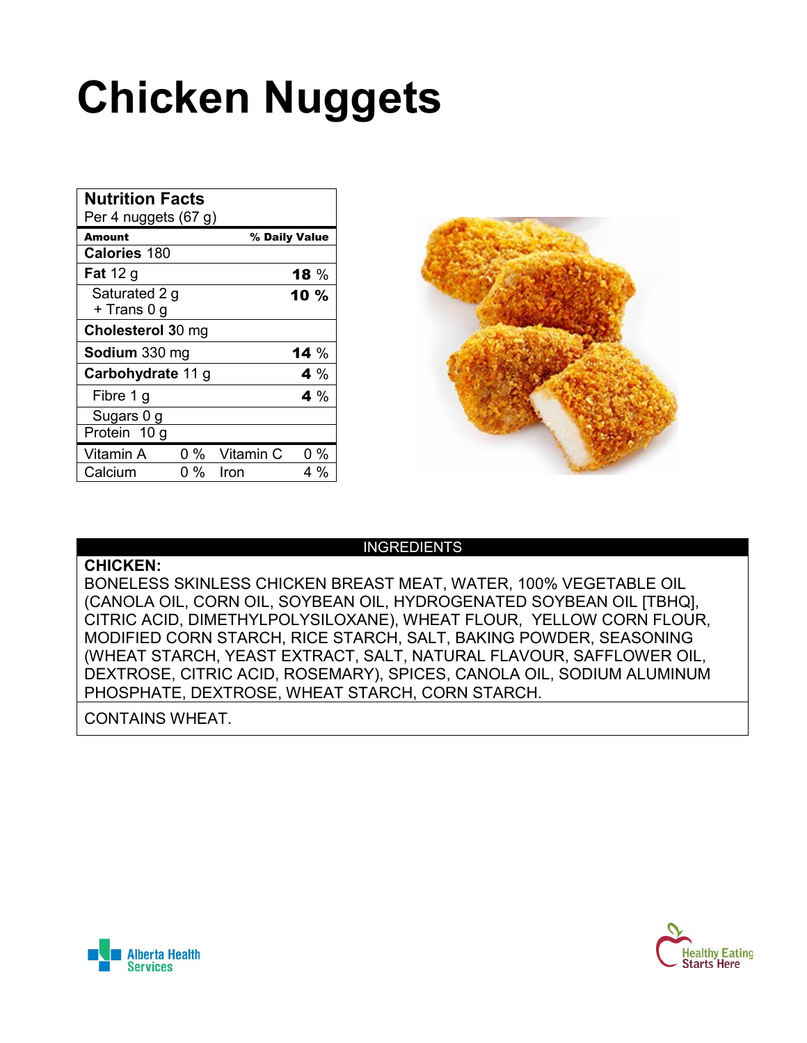# Chicken Nuggets

| Nutrition Facts<br>Per 4 nuggets (67 g) | |
|---|---|
| **Amount** | **% Daily Value** |
| **Calories** 180 | |
| **Fat** 12 g | **18** % |
| Saturated 2 g<br>+ Trans 0 g | **10** % |
| **Cholesterol** 30 mg | |
| **Sodium** 330 mg | **14** % |
| **Carbohydrate** 11 g | **4** % |
| Fibre 1 g | **4** % |
| Sugars 0 g | |
| Protein 10 g | |
| Vitamin A 0 % | Vitamin C 0 % |
| Calcium 0 % | Iron 4 % |

| INGREDIENTS |
|---|
| **CHICKEN:**<br>BONELESS SKINLESS CHICKEN BREAST MEAT, WATER, 100% VEGETABLE OIL (CANOLA OIL, CORN OIL, SOYBEAN OIL, HYDROGENATED SOYBEAN OIL [TBHQ], CITRIC ACID, DIMETHYLPOLYSILOXANE), WHEAT FLOUR, YELLOW CORN FLOUR, MODIFIED CORN STARCH, RICE STARCH, SALT, BAKING POWDER, SEASONING (WHEAT STARCH, YEAST EXTRACT, SALT, NATURAL FLAVOUR, SAFFLOWER OIL, DEXTROSE, CITRIC ACID, ROSEMARY), SPICES, CANOLA OIL, SODIUM ALUMINUM PHOSPHATE, DEXTROSE, WHEAT STARCH, CORN STARCH. |
| CONTAINS WHEAT. |

Alberta Health Services

Healthy Eating Starts Here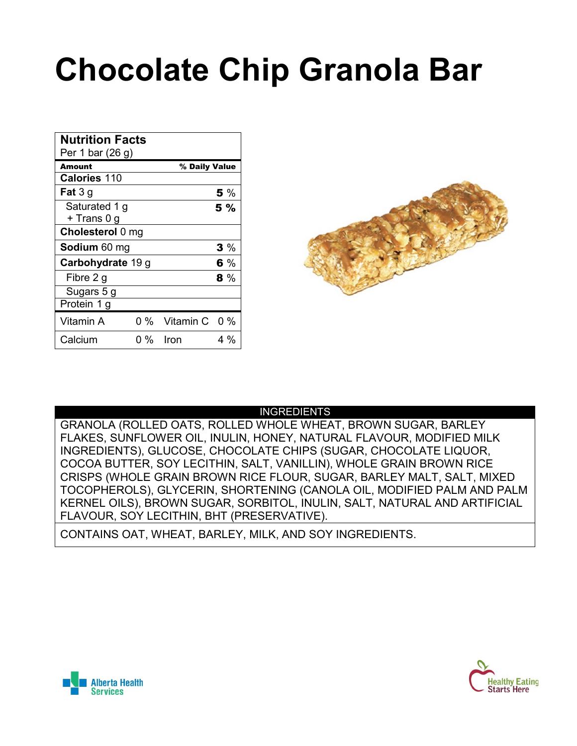# Chocolate Chip Granola Bar

| Nutrition Facts | |
|---|---|
| Per 1 bar (26 g) | |
| **Amount** | **% Daily Value** |
| **Calories** 110 | |
| **Fat** 3 g | **5** % |
| Saturated 1 g + Trans 0 g | **5 %** |
| **Cholesterol** 0 mg | |
| **Sodium** 60 mg | **3** % |
| **Carbohydrate** 19 g | **6** % |
| Fibre 2 g | **8** % |
| Sugars 5 g | |
| Protein 1 g | |
| Vitamin A 0 % | Vitamin C 0 % |
| Calcium 0 % | Iron 4 % |

| INGREDIENTS |
|---|
| GRANOLA (ROLLED OATS, ROLLED WHOLE WHEAT, BROWN SUGAR, BARLEY FLAKES, SUNFLOWER OIL, INULIN, HONEY, NATURAL FLAVOUR, MODIFIED MILK INGREDIENTS), GLUCOSE, CHOCOLATE CHIPS (SUGAR, CHOCOLATE LIQUOR, COCOA BUTTER, SOY LECITHIN, SALT, VANILLIN), WHOLE GRAIN BROWN RICE CRISPS (WHOLE GRAIN BROWN RICE FLOUR, SUGAR, BARLEY MALT, SALT, MIXED TOCOPHEROLS), GLYCERIN, SHORTENING (CANOLA OIL, MODIFIED PALM AND PALM KERNEL OILS), BROWN SUGAR, SORBITOL, INULIN, SALT, NATURAL AND ARTIFICIAL FLAVOUR, SOY LECITHIN, BHT (PRESERVATIVE). |
| CONTAINS OAT, WHEAT, BARLEY, MILK, AND SOY INGREDIENTS. |

Alberta Health Services

Healthy Eating Starts Here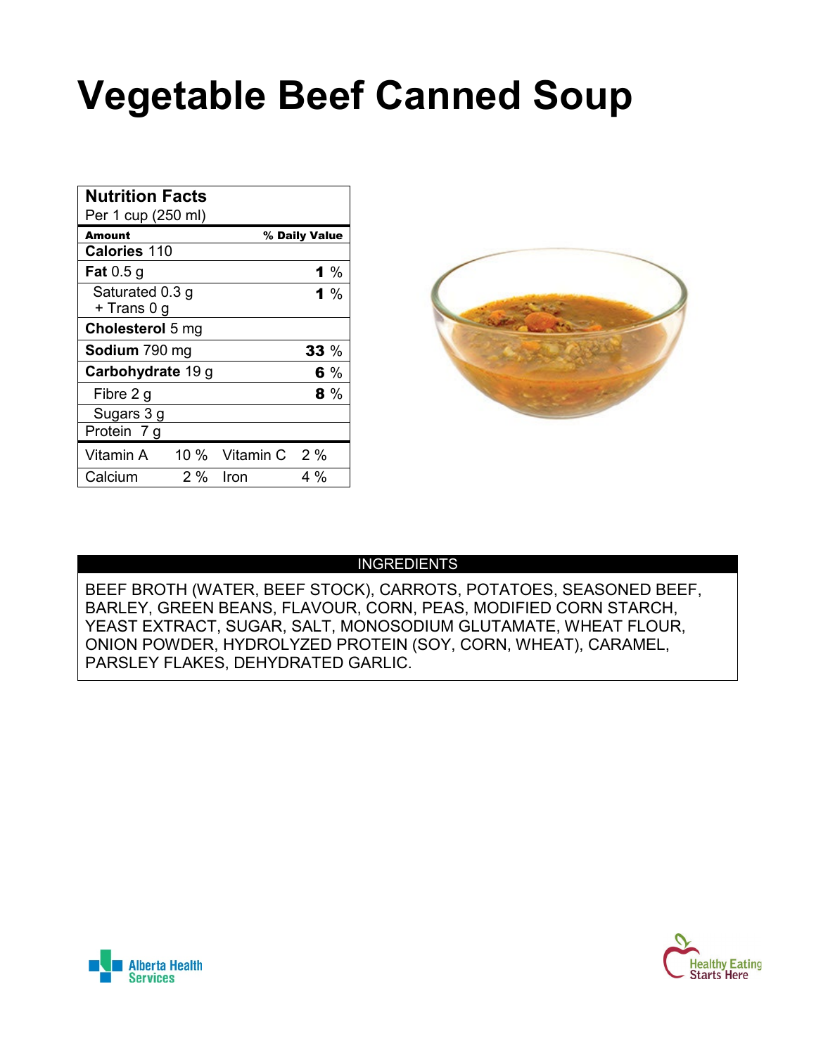# Vegetable Beef Canned Soup

| Nutrition Facts | |
|---|---|
| Per 1 cup (250 ml) | |
| **Amount** | **% Daily Value** |
| **Calories** 110 | |
| **Fat** 0.5 g | **1** % |
| Saturated 0.3 g + Trans 0 g | **1** % |
| **Cholesterol** 5 mg | |
| **Sodium** 790 mg | **33** % |
| **Carbohydrate** 19 g | **6** % |
| Fibre 2 g | **8** % |
| Sugars 3 g | |
| Protein 7 g | |
| Vitamin A 10 % | Vitamin C 2 % |
| Calcium 2 % | Iron 4 % |

## INGREDIENTS

BEEF BROTH (WATER, BEEF STOCK), CARROTS, POTATOES, SEASONED BEEF, BARLEY, GREEN BEANS, FLAVOUR, CORN, PEAS, MODIFIED CORN STARCH, YEAST EXTRACT, SUGAR, SALT, MONOSODIUM GLUTAMATE, WHEAT FLOUR, ONION POWDER, HYDROLYZED PROTEIN (SOY, CORN, WHEAT), CARAMEL, PARSLEY FLAKES, DEHYDRATED GARLIC.

Alberta Health Services

Healthy Eating Starts Here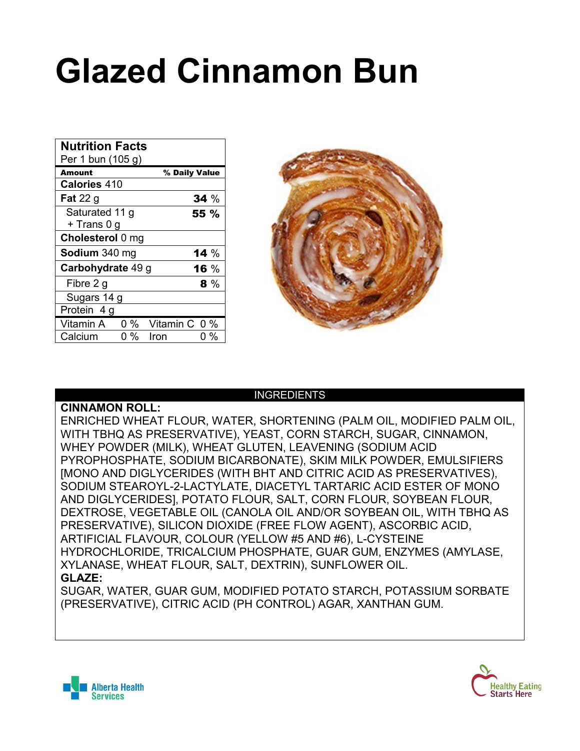# Glazed Cinnamon Bun

| Nutrition Facts | |
|---|---|
| Per 1 bun (105 g) | |
| **Amount** | **% Daily Value** |
| **Calories** 410 | |
| **Fat** 22 g | **34** % |
| Saturated 11 g + Trans 0 g | **55 %** |
| **Cholesterol** 0 mg | |
| **Sodium** 340 mg | **14** % |
| **Carbohydrate** 49 g | **16** % |
| Fibre 2 g | **8** % |
| Sugars 14 g | |
| Protein 4 g | |
| Vitamin A 0 % | Vitamin C 0 % |
| Calcium 0 % | Iron 0 % |

## INGREDIENTS

**CINNAMON ROLL:**

ENRICHED WHEAT FLOUR, WATER, SHORTENING (PALM OIL, MODIFIED PALM OIL, WITH TBHQ AS PRESERVATIVE), YEAST, CORN STARCH, SUGAR, CINNAMON, WHEY POWDER (MILK), WHEAT GLUTEN, LEAVENING (SODIUM ACID PYROPHOSPHATE, SODIUM BICARBONATE), SKIM MILK POWDER, EMULSIFIERS [MONO AND DIGLYCERIDES (WITH BHT AND CITRIC ACID AS PRESERVATIVES), SODIUM STEAROYL-2-LACTYLATE, DIACETYL TARTARIC ACID ESTER OF MONO AND DIGLYCERIDES], POTATO FLOUR, SALT, CORN FLOUR, SOYBEAN FLOUR, DEXTROSE, VEGETABLE OIL (CANOLA OIL AND/OR SOYBEAN OIL, WITH TBHQ AS PRESERVATIVE), SILICON DIOXIDE (FREE FLOW AGENT), ASCORBIC ACID, ARTIFICIAL FLAVOUR, COLOUR (YELLOW #5 AND #6), L-CYSTEINE HYDROCHLORIDE, TRICALCIUM PHOSPHATE, GUAR GUM, ENZYMES (AMYLASE, XYLANASE, WHEAT FLOUR, SALT, DEXTRIN), SUNFLOWER OIL.

**GLAZE:**

SUGAR, WATER, GUAR GUM, MODIFIED POTATO STARCH, POTASSIUM SORBATE (PRESERVATIVE), CITRIC ACID (PH CONTROL) AGAR, XANTHAN GUM.

Alberta Health Services

Healthy Eating Starts Here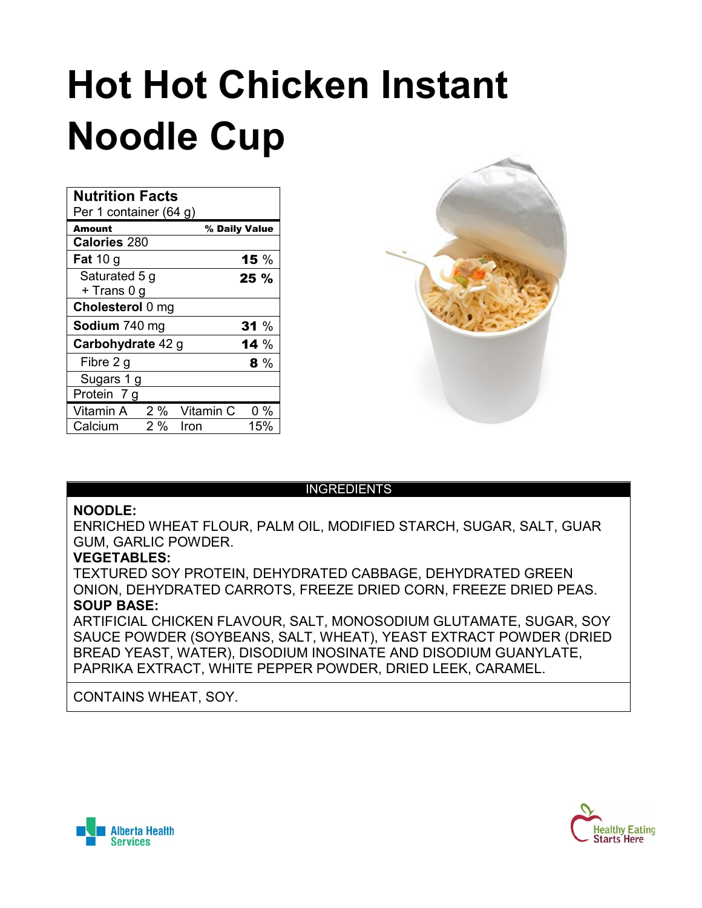# Hot Hot Chicken Instant Noodle Cup

| Nutrition Facts | |
|---|---|
| Per 1 container (64 g) | |
| **Amount** | **% Daily Value** |
| **Calories** 280 | |
| **Fat** 10 g | **15** % |
| Saturated 5 g + Trans 0 g | **25 %** |
| **Cholesterol** 0 mg | |
| **Sodium** 740 mg | **31** % |
| **Carbohydrate** 42 g | **14** % |
| Fibre 2 g | **8** % |
| Sugars 1 g | |
| Protein 7 g | |
| Vitamin A 2 % | Vitamin C 0 % |
| Calcium 2 % | Iron 15% |

## INGREDIENTS

**NOODLE:**
ENRICHED WHEAT FLOUR, PALM OIL, MODIFIED STARCH, SUGAR, SALT, GUAR GUM, GARLIC POWDER.

**VEGETABLES:**
TEXTURED SOY PROTEIN, DEHYDRATED CABBAGE, DEHYDRATED GREEN ONION, DEHYDRATED CARROTS, FREEZE DRIED CORN, FREEZE DRIED PEAS.

**SOUP BASE:**
ARTIFICIAL CHICKEN FLAVOUR, SALT, MONOSODIUM GLUTAMATE, SUGAR, SOY SAUCE POWDER (SOYBEANS, SALT, WHEAT), YEAST EXTRACT POWDER (DRIED BREAD YEAST, WATER), DISODIUM INOSINATE AND DISODIUM GUANYLATE, PAPRIKA EXTRACT, WHITE PEPPER POWDER, DRIED LEEK, CARAMEL.

CONTAINS WHEAT, SOY.

Alberta Health Services

Healthy Eating Starts Here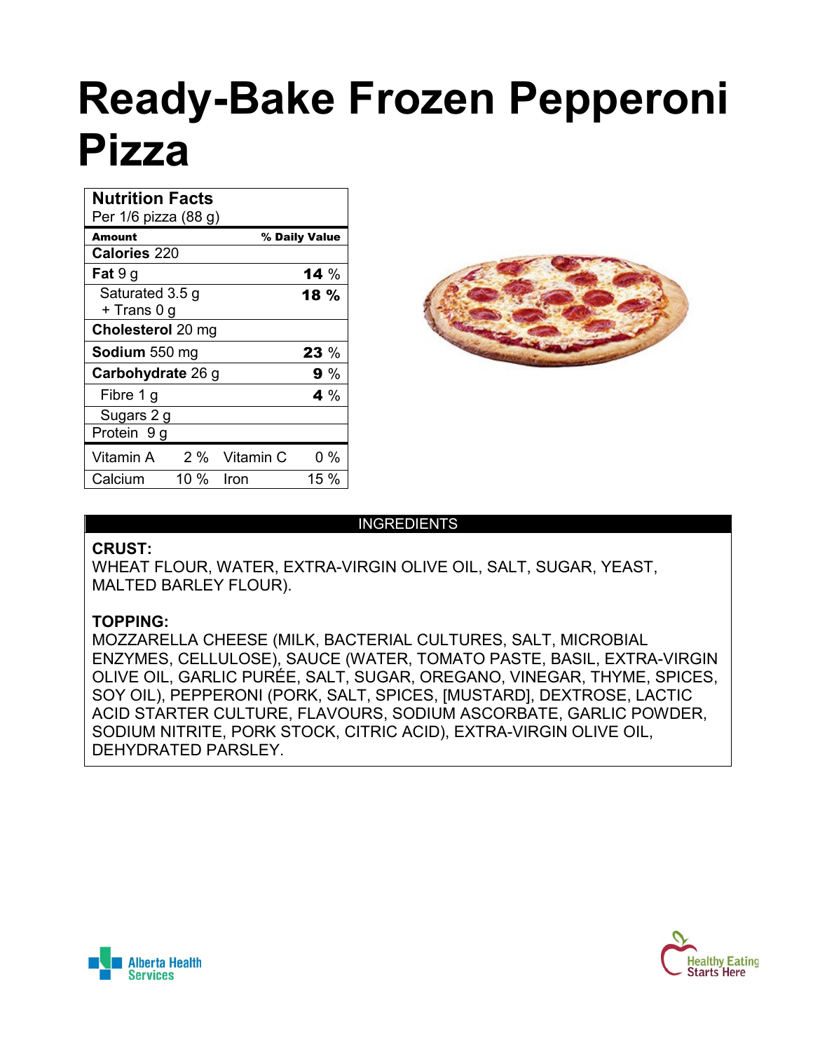# Ready-Bake Frozen Pepperoni Pizza

| Nutrition Facts<br>Per 1/6 pizza (88 g) | |
|---|---|
| **Amount** | **% Daily Value** |
| **Calories** 220 | |
| **Fat** 9 g | **14** % |
| Saturated 3.5 g<br>+ Trans 0 g | **18 %** |
| **Cholesterol** 20 mg | |
| **Sodium** 550 mg | **23** % |
| **Carbohydrate** 26 g | **9** % |
| Fibre 1 g | **4** % |
| Sugars 2 g | |
| Protein 9 g | |
| Vitamin A 2 % | Vitamin C 0 % |
| Calcium 10 % | Iron 15 % |

## INGREDIENTS

**CRUST:**
WHEAT FLOUR, WATER, EXTRA-VIRGIN OLIVE OIL, SALT, SUGAR, YEAST, MALTED BARLEY FLOUR).

**TOPPING:**
MOZZARELLA CHEESE (MILK, BACTERIAL CULTURES, SALT, MICROBIAL ENZYMES, CELLULOSE), SAUCE (WATER, TOMATO PASTE, BASIL, EXTRA-VIRGIN OLIVE OIL, GARLIC PURÉE, SALT, SUGAR, OREGANO, VINEGAR, THYME, SPICES, SOY OIL), PEPPERONI (PORK, SALT, SPICES, [MUSTARD], DEXTROSE, LACTIC ACID STARTER CULTURE, FLAVOURS, SODIUM ASCORBATE, GARLIC POWDER, SODIUM NITRITE, PORK STOCK, CITRIC ACID), EXTRA-VIRGIN OLIVE OIL, DEHYDRATED PARSLEY.

Alberta Health Services

Healthy Eating Starts Here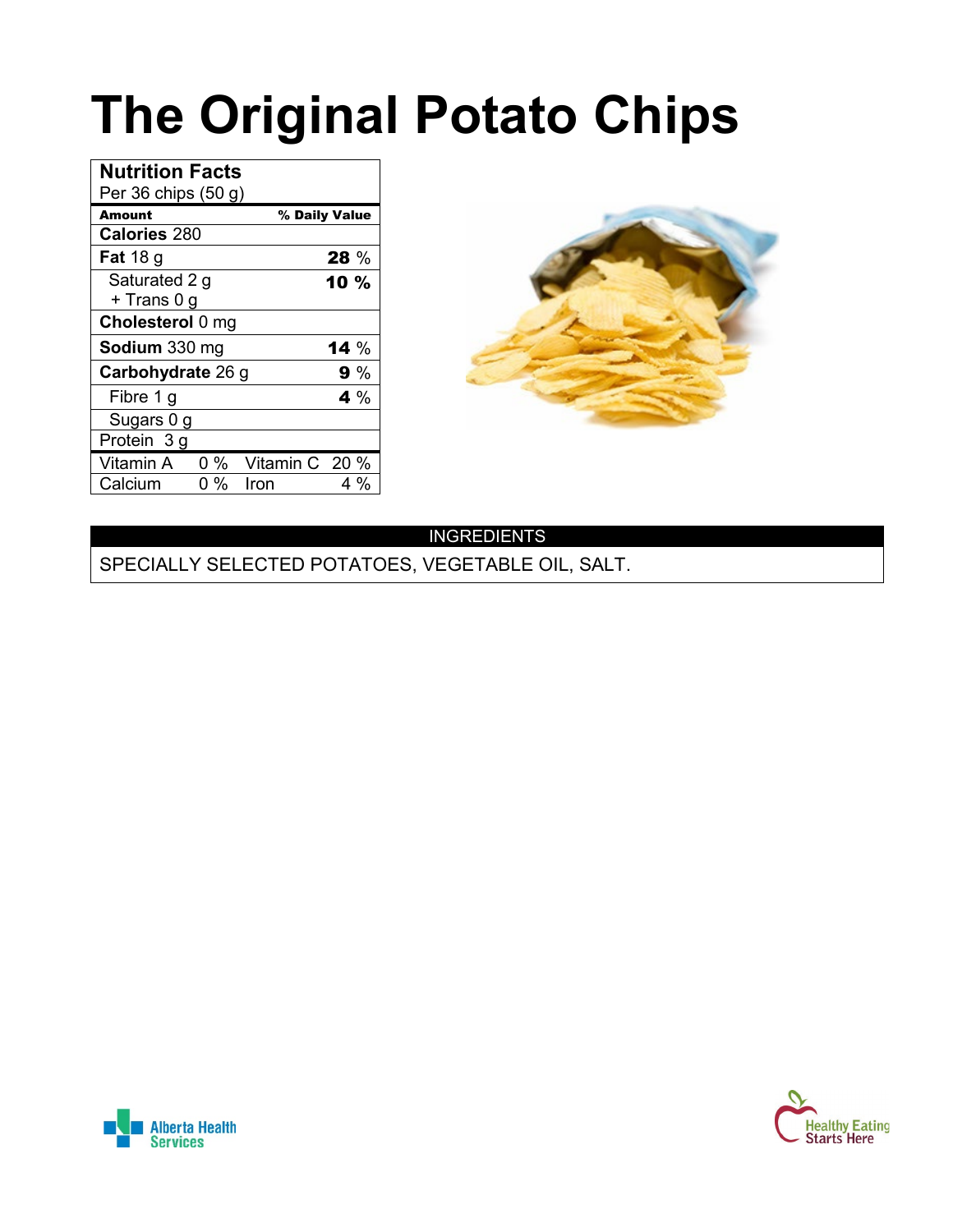# The Original Potato Chips

| Nutrition Facts<br>Per 36 chips (50 g) | |
|---|---|
| **Amount** | **% Daily Value** |
| **Calories** 280 | |
| **Fat** 18 g | **28** % |
| Saturated 2 g<br>+ Trans 0 g | **10 %** |
| **Cholesterol** 0 mg | |
| **Sodium** 330 mg | **14** % |
| **Carbohydrate** 26 g | **9** % |
| Fibre 1 g | **4** % |
| Sugars 0 g | |
| Protein 3 g | |
| Vitamin A 0 % | Vitamin C 20 % |
| Calcium 0 % | Iron 4 % |

| INGREDIENTS |
|---|
| SPECIALLY SELECTED POTATOES, VEGETABLE OIL, SALT. |

Alberta Health Services

Healthy Eating Starts Here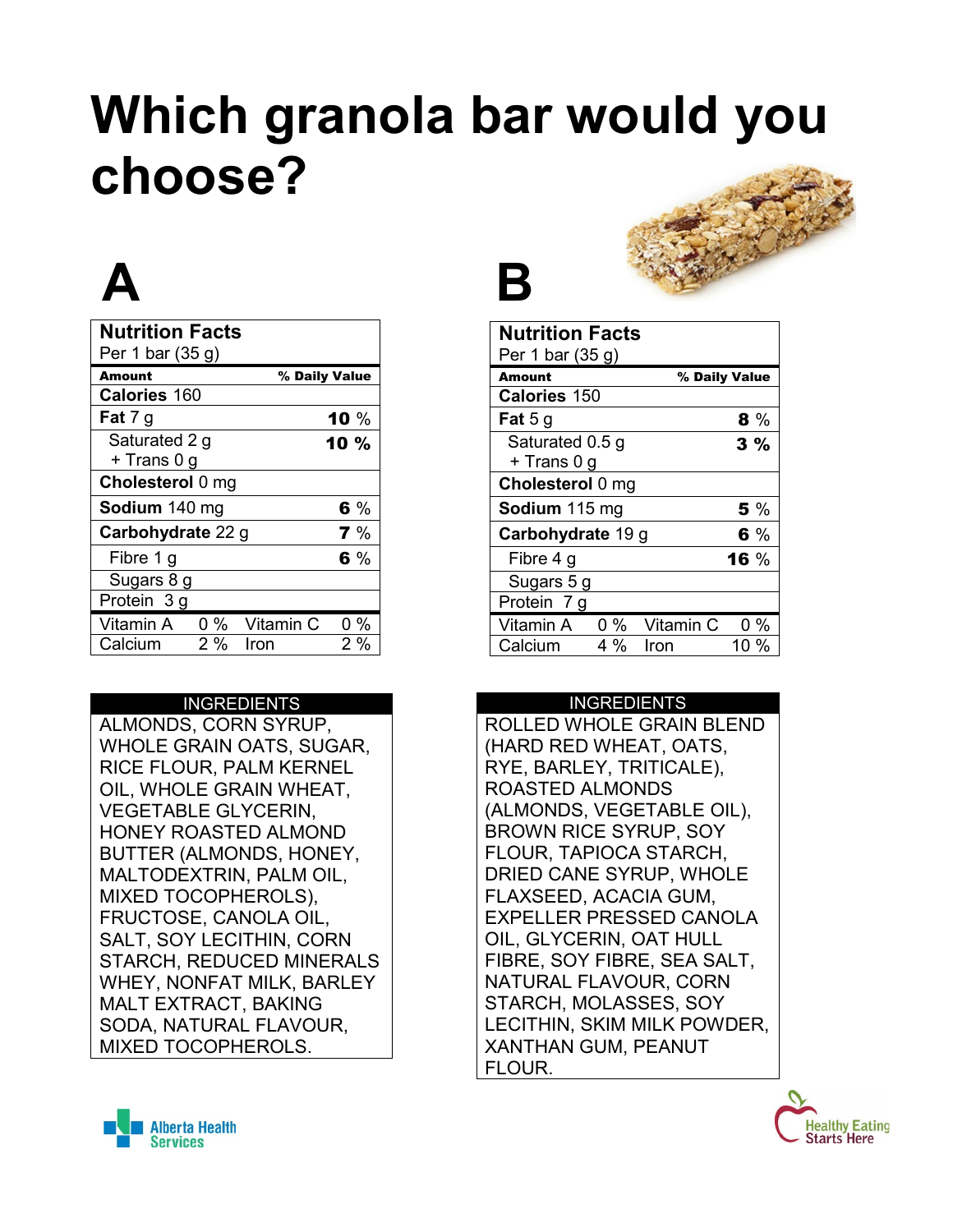# Which granola bar would you choose?

## A

| Nutrition Facts<br>Per 1 bar (35 g) | |
|---|---|
| **Amount** | **% Daily Value** |
| **Calories** 160 | |
| **Fat** 7 g | **10** % |
| Saturated 2 g<br>+ Trans 0 g | **10 %** |
| **Cholesterol** 0 mg | |
| **Sodium** 140 mg | **6** % |
| **Carbohydrate** 22 g | **7** % |
| Fibre 1 g | **6** % |
| Sugars 8 g | |
| Protein 3 g | |
| Vitamin A 0 % | Vitamin C 0 % |
| Calcium 2 % | Iron 2 % |

**INGREDIENTS**

ALMONDS, CORN SYRUP, WHOLE GRAIN OATS, SUGAR, RICE FLOUR, PALM KERNEL OIL, WHOLE GRAIN WHEAT, VEGETABLE GLYCERIN, HONEY ROASTED ALMOND BUTTER (ALMONDS, HONEY, MALTODEXTRIN, PALM OIL, MIXED TOCOPHEROLS), FRUCTOSE, CANOLA OIL, SALT, SOY LECITHIN, CORN STARCH, REDUCED MINERALS WHEY, NONFAT MILK, BARLEY MALT EXTRACT, BAKING SODA, NATURAL FLAVOUR, MIXED TOCOPHEROLS.

## B

| Nutrition Facts<br>Per 1 bar (35 g) | |
|---|---|
| **Amount** | **% Daily Value** |
| **Calories** 150 | |
| **Fat** 5 g | **8** % |
| Saturated 0.5 g<br>+ Trans 0 g | **3 %** |
| **Cholesterol** 0 mg | |
| **Sodium** 115 mg | **5** % |
| **Carbohydrate** 19 g | **6** % |
| Fibre 4 g | **16** % |
| Sugars 5 g | |
| Protein 7 g | |
| Vitamin A 0 % | Vitamin C 0 % |
| Calcium 4 % | Iron 10 % |

**INGREDIENTS**

ROLLED WHOLE GRAIN BLEND (HARD RED WHEAT, OATS, RYE, BARLEY, TRITICALE), ROASTED ALMONDS (ALMONDS, VEGETABLE OIL), BROWN RICE SYRUP, SOY FLOUR, TAPIOCA STARCH, DRIED CANE SYRUP, WHOLE FLAXSEED, ACACIA GUM, EXPELLER PRESSED CANOLA OIL, GLYCERIN, OAT HULL FIBRE, SOY FIBRE, SEA SALT, NATURAL FLAVOUR, CORN STARCH, MOLASSES, SOY LECITHIN, SKIM MILK POWDER, XANTHAN GUM, PEANUT FLOUR.

Alberta Health Services

Healthy Eating Starts Here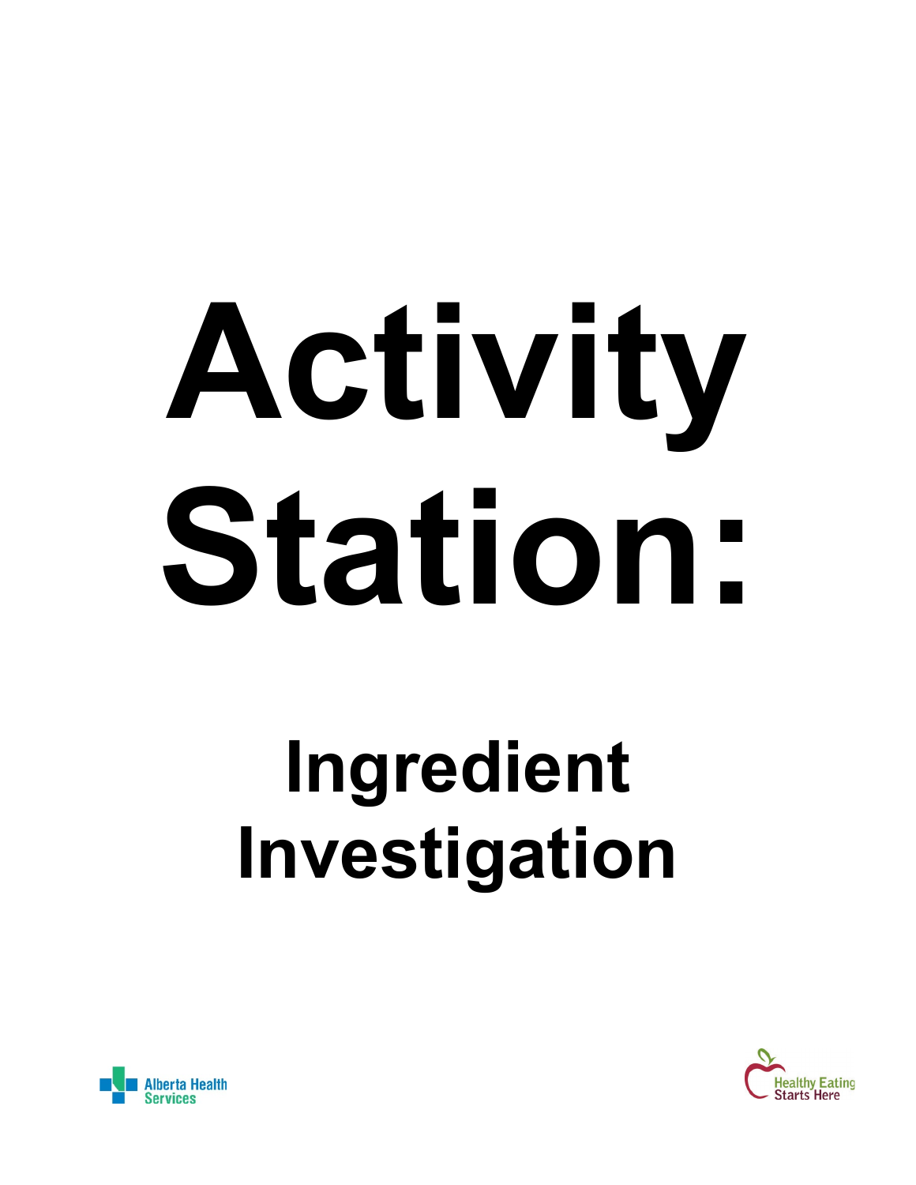# Activity Station:

## Ingredient Investigation

Alberta Health Services

Healthy Eating Starts Here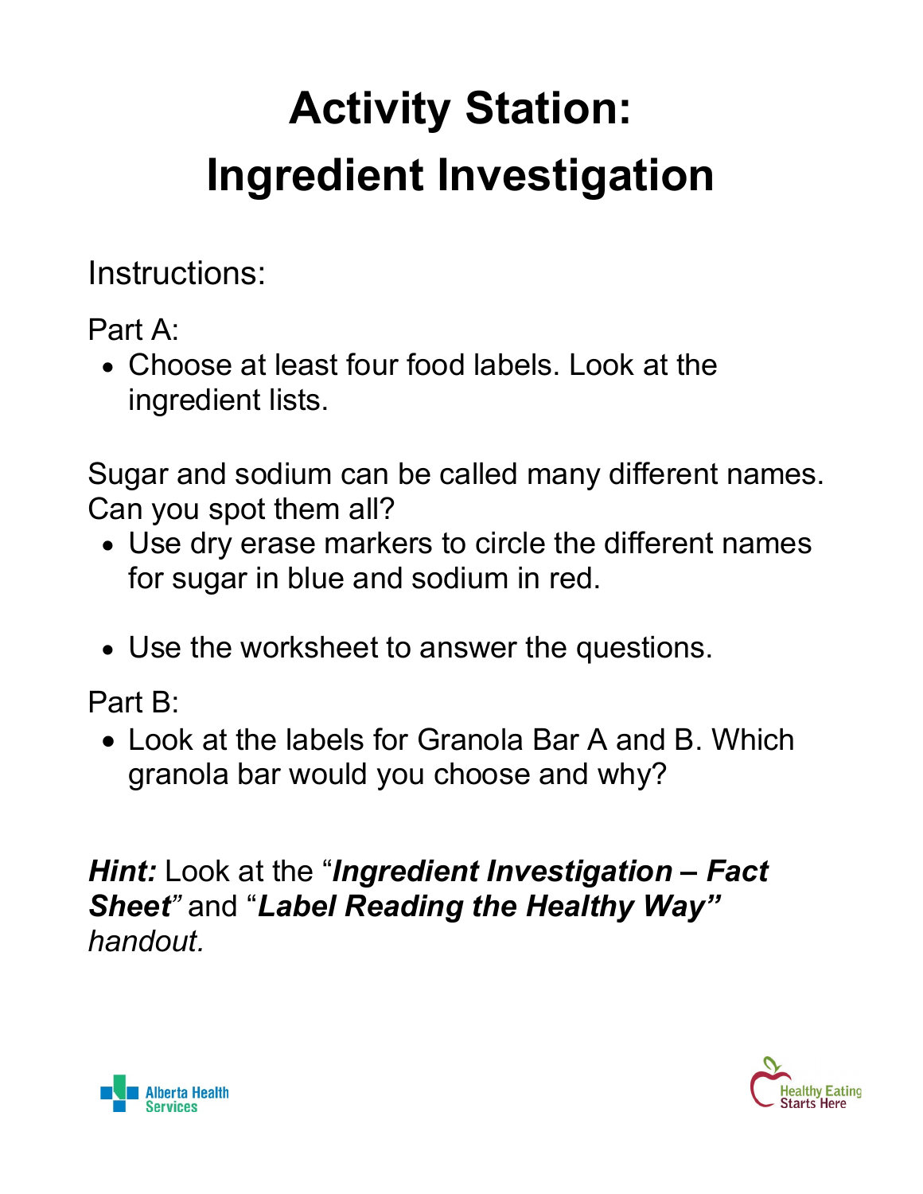# Activity Station: Ingredient Investigation

Instructions:

Part A:

- Choose at least four food labels. Look at the ingredient lists.

Sugar and sodium can be called many different names. Can you spot them all?

- Use dry erase markers to circle the different names for sugar in blue and sodium in red.
- Use the worksheet to answer the questions.

Part B:

- Look at the labels for Granola Bar A and B. Which granola bar would you choose and why?

***Hint:*** Look at the "***Ingredient Investigation – Fact Sheet***" and "***Label Reading the Healthy Way"*** *handout.*

Alberta Health Services

Healthy Eating Starts Here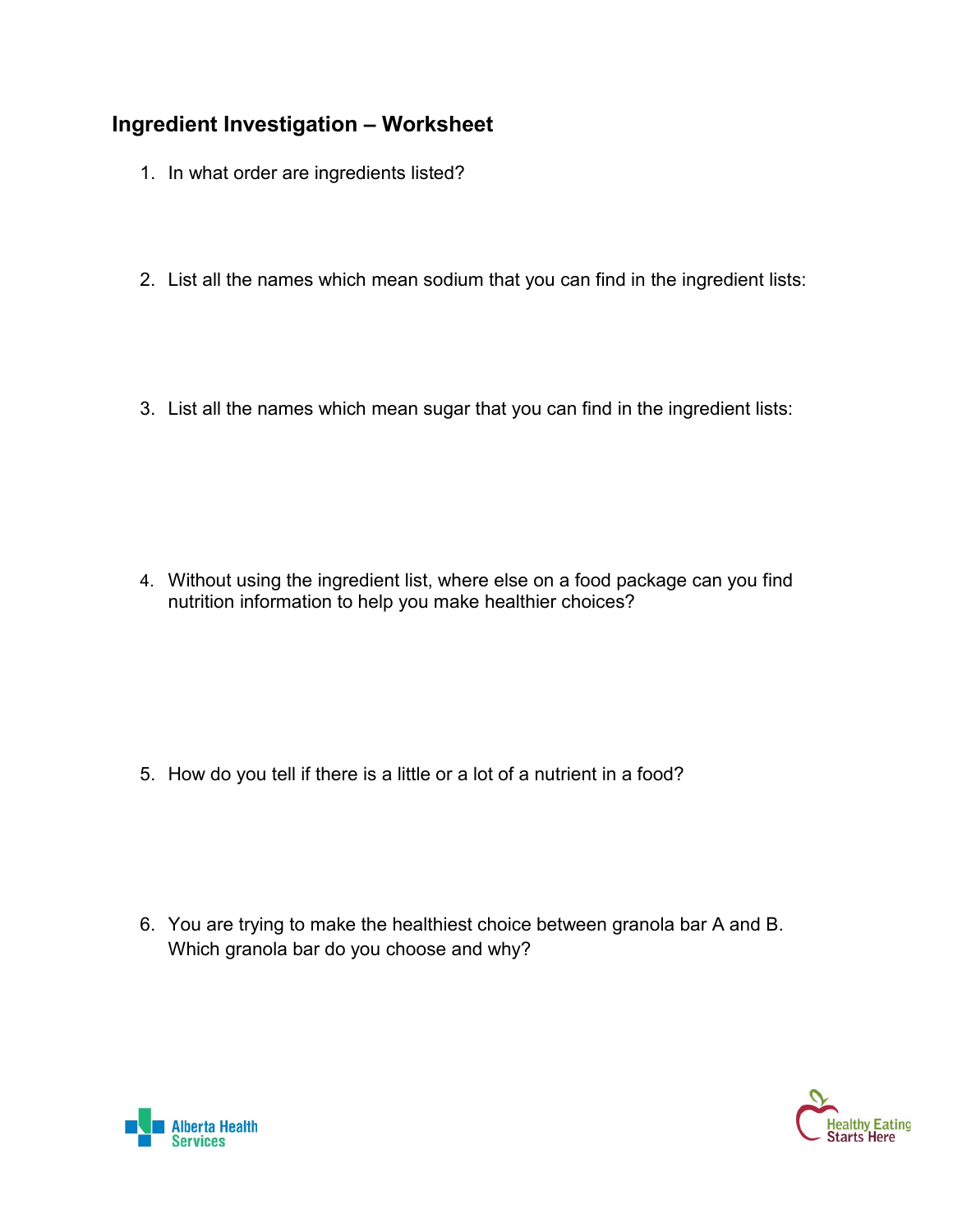## Ingredient Investigation – Worksheet

1. In what order are ingredients listed?

2. List all the names which mean sodium that you can find in the ingredient lists:

3. List all the names which mean sugar that you can find in the ingredient lists:

4. Without using the ingredient list, where else on a food package can you find nutrition information to help you make healthier choices?

5. How do you tell if there is a little or a lot of a nutrient in a food?

6. You are trying to make the healthiest choice between granola bar A and B. Which granola bar do you choose and why?

Alberta Health Services

Healthy Eating Starts Here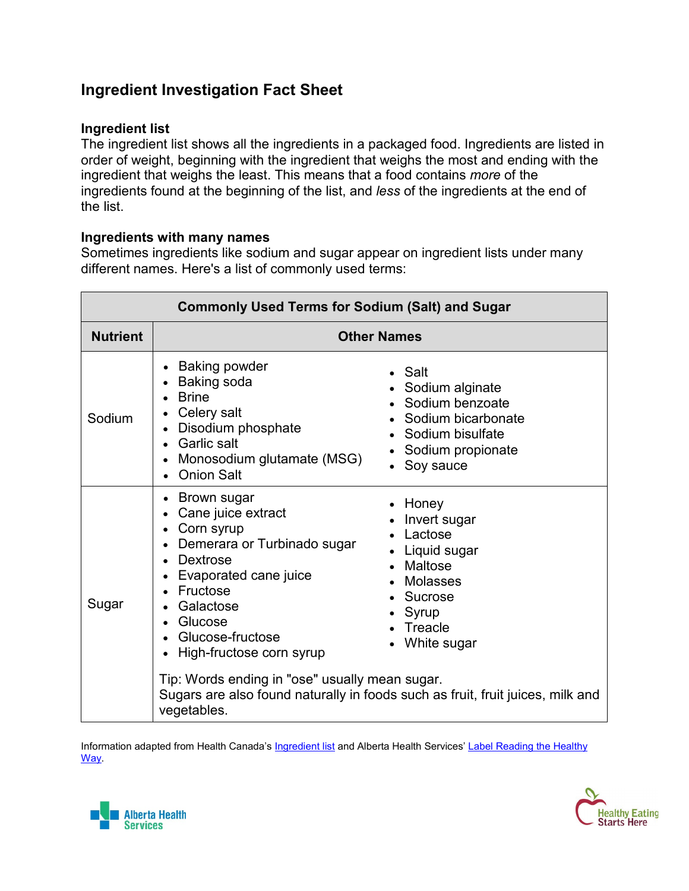## Ingredient Investigation Fact Sheet

### Ingredient list

The ingredient list shows all the ingredients in a packaged food. Ingredients are listed in order of weight, beginning with the ingredient that weighs the most and ending with the ingredient that weighs the least. This means that a food contains *more* of the ingredients found at the beginning of the list, and *less* of the ingredients at the end of the list.

### Ingredients with many names

Sometimes ingredients like sodium and sugar appear on ingredient lists under many different names. Here's a list of commonly used terms:

| Commonly Used Terms for Sodium (Salt) and Sugar | | |
|---|---|---|
| **Nutrient** | **Other Names** | |
| Sodium | • Baking powder<br>• Baking soda<br>• Brine<br>• Celery salt<br>• Disodium phosphate<br>• Garlic salt<br>• Monosodium glutamate (MSG)<br>• Onion Salt | • Salt<br>• Sodium alginate<br>• Sodium benzoate<br>• Sodium bicarbonate<br>• Sodium bisulfate<br>• Sodium propionate<br>• Soy sauce |
| Sugar | • Brown sugar<br>• Cane juice extract<br>• Corn syrup<br>• Demerara or Turbinado sugar<br>• Dextrose<br>• Evaporated cane juice<br>• Fructose<br>• Galactose<br>• Glucose<br>• Glucose-fructose<br>• High-fructose corn syrup<br><br>Tip: Words ending in "ose" usually mean sugar.<br>Sugars are also found naturally in foods such as fruit, fruit juices, milk and vegetables. | • Honey<br>• Invert sugar<br>• Lactose<br>• Liquid sugar<br>• Maltose<br>• Molasses<br>• Sucrose<br>• Syrup<br>• Treacle<br>• White sugar |

Information adapted from Health Canada's Ingredient list and Alberta Health Services' Label Reading the Healthy Way.

Alberta Health Services

Healthy Eating Starts Here